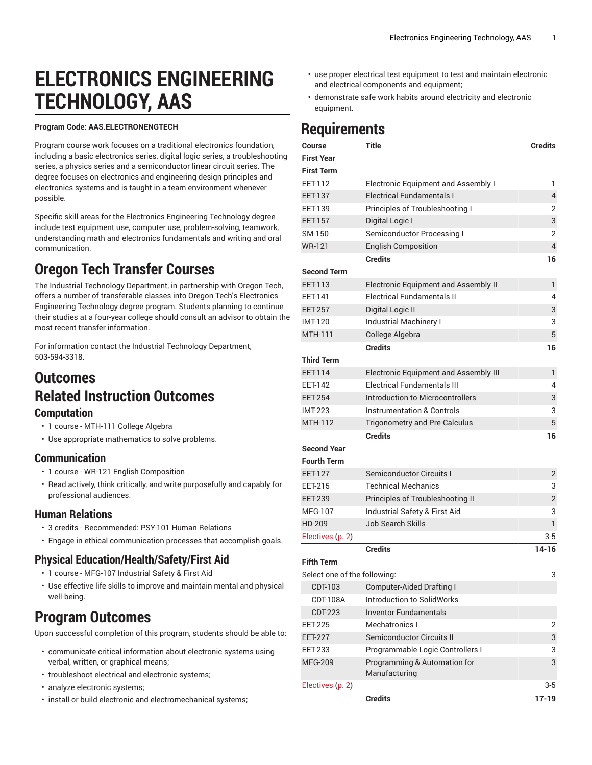# ELECTRONICS ENGINEERING TECHNOLOGY, AAS

**Program Code: AAS.ELECTRONENGTECH**

Program course work focuses on a traditional electronics foundation, including a basic electronics series, digital logic series, a troubleshooting series, a physics series and a semiconductor linear circuit series. The degree focuses on electronics and engineering design principles and electronics systems and is taught in a team environment whenever possible.

Specific skill areas for the Electronics Engineering Technology degree include test equipment use, computer use, problem-solving, teamwork, understanding math and electronics fundamentals and writing and oral communication.

## Oregon Tech Transfer Courses

The Industrial Technology Department, in partnership with Oregon Tech, offers a number of transferable classes into Oregon Tech's Electronics Engineering Technology degree program. Students planning to continue their studies at a four-year college should consult an advisor to obtain the most recent transfer information.

For information contact the Industrial Technology Department, 503-594-3318.

## Outcomes

## Related Instruction Outcomes

### Computation

- 1 course - MTH-111 College Algebra
- Use appropriate mathematics to solve problems.

### Communication

- 1 course - WR-121 English Composition
- Read actively, think critically, and write purposefully and capably for professional audiences.

### Human Relations

- 3 credits - Recommended: PSY-101 Human Relations
- Engage in ethical communication processes that accomplish goals.

### Physical Education/Health/Safety/First Aid

- 1 course - MFG-107 Industrial Safety & First Aid
- Use effective life skills to improve and maintain mental and physical well-being.

## Program Outcomes

Upon successful completion of this program, students should be able to:

- communicate critical information about electronic systems using verbal, written, or graphical means;
- troubleshoot electrical and electronic systems;
- analyze electronic systems;
- install or build electronic and electromechanical systems;
- use proper electrical test equipment to test and maintain electronic and electrical components and equipment;
- demonstrate safe work habits around electricity and electronic equipment.

## Requirements

| Course | Title | Credits |
|---|---|---|
| **First Year** | | |
| **First Term** | | |
| EET-112 | Electronic Equipment and Assembly I | 1 |
| EET-137 | Electrical Fundamentals I | 4 |
| EET-139 | Principles of Troubleshooting I | 2 |
| EET-157 | Digital Logic I | 3 |
| SM-150 | Semiconductor Processing I | 2 |
| WR-121 | English Composition | 4 |
| | **Credits** | **16** |
| **Second Term** | | |
| EET-113 | Electronic Equipment and Assembly II | 1 |
| EET-141 | Electrical Fundamentals II | 4 |
| EET-257 | Digital Logic II | 3 |
| IMT-120 | Industrial Machinery I | 3 |
| MTH-111 | College Algebra | 5 |
| | **Credits** | **16** |
| **Third Term** | | |
| EET-114 | Electronic Equipment and Assembly III | 1 |
| EET-142 | Electrical Fundamentals III | 4 |
| EET-254 | Introduction to Microcontrollers | 3 |
| IMT-223 | Instrumentation & Controls | 3 |
| MTH-112 | Trigonometry and Pre-Calculus | 5 |
| | **Credits** | **16** |
| **Second Year** | | |
| **Fourth Term** | | |
| EET-127 | Semiconductor Circuits I | 2 |
| EET-215 | Technical Mechanics | 3 |
| EET-239 | Principles of Troubleshooting II | 2 |
| MFG-107 | Industrial Safety & First Aid | 3 |
| HD-209 | Job Search Skills | 1 |
| Electives (p. 2) | | 3-5 |
| | **Credits** | **14-16** |
| **Fifth Term** | | |
| Select one of the following: | | 3 |
| CDT-103 | Computer-Aided Drafting I | |
| CDT-108A | Introduction to SolidWorks | |
| CDT-223 | Inventor Fundamentals | |
| EET-225 | Mechatronics I | 2 |
| EET-227 | Semiconductor Circuits II | 3 |
| EET-233 | Programmable Logic Controllers I | 3 |
| MFG-209 | Programming & Automation for Manufacturing | 3 |
| Electives (p. 2) | | 3-5 |
| | **Credits** | **17-19** |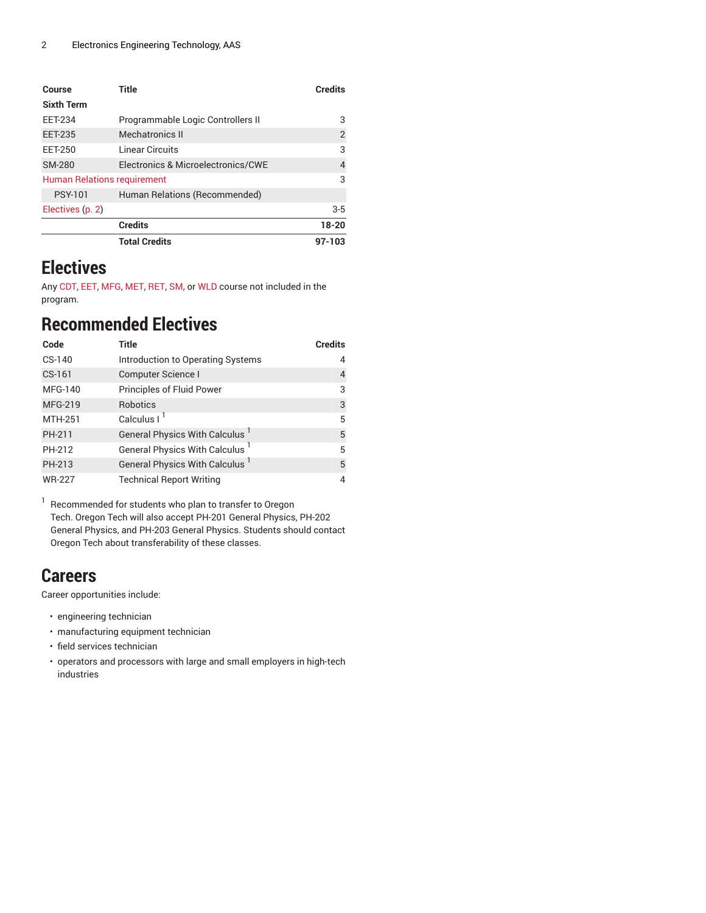| Course | Title | Credits |
|---|---|---|
| **Sixth Term** | | |
| EET-234 | Programmable Logic Controllers II | 3 |
| EET-235 | Mechatronics II | 2 |
| EET-250 | Linear Circuits | 3 |
| SM-280 | Electronics & Microelectronics/CWE | 4 |
| Human Relations requirement | | 3 |
| PSY-101 | Human Relations (Recommended) | |
| Electives (p. 2) | | 3-5 |
| | **Credits** | **18-20** |
| | **Total Credits** | **97-103** |

# Electives

Any CDT, EET, MFG, MET, RET, SM, or WLD course not included in the program.

# Recommended Electives

| Code | Title | Credits |
|---|---|---|
| CS-140 | Introduction to Operating Systems | 4 |
| CS-161 | Computer Science I | 4 |
| MFG-140 | Principles of Fluid Power | 3 |
| MFG-219 | Robotics | 3 |
| MTH-251 | Calculus I [1] | 5 |
| PH-211 | General Physics With Calculus [1] | 5 |
| PH-212 | General Physics With Calculus [1] | 5 |
| PH-213 | General Physics With Calculus [1] | 5 |
| WR-227 | Technical Report Writing | 4 |

[1] Recommended for students who plan to transfer to Oregon Tech. Oregon Tech will also accept PH-201 General Physics, PH-202 General Physics, and PH-203 General Physics. Students should contact Oregon Tech about transferability of these classes.

# Careers

Career opportunities include:

- engineering technician
- manufacturing equipment technician
- field services technician
- operators and processors with large and small employers in high-tech industries